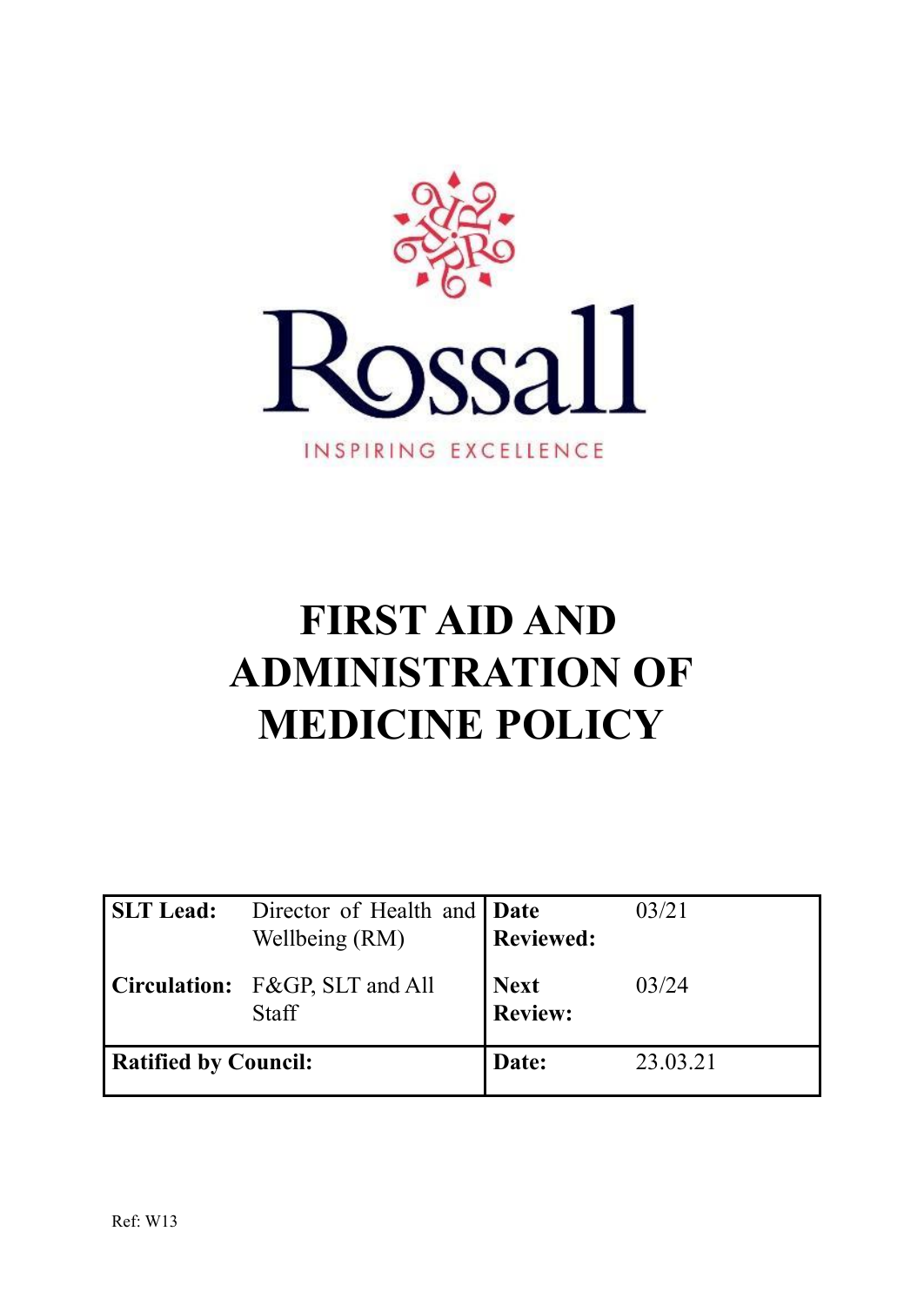Rossall

INSPIRING EXCELLENCE

# FIRST AID AND ADMINISTRATION OF MEDICINE POLICY

| **SLT Lead:** | Director of Health and Wellbeing (RM) | **Date Reviewed:** | 03/21 |
|---|---|---|---|
| **Circulation:** | F&GP, SLT and All Staff | **Next Review:** | 03/24 |
| **Ratified by Council:** | | **Date:** | 23.03.21 |

Ref: W13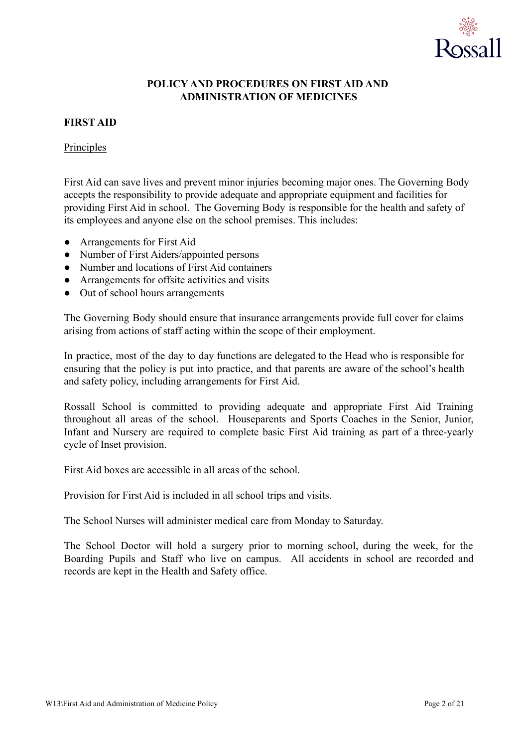# POLICY AND PROCEDURES ON FIRST AID AND ADMINISTRATION OF MEDICINES

## FIRST AID

### Principles

First Aid can save lives and prevent minor injuries becoming major ones. The Governing Body accepts the responsibility to provide adequate and appropriate equipment and facilities for providing First Aid in school. The Governing Body is responsible for the health and safety of its employees and anyone else on the school premises. This includes:

- Arrangements for First Aid
- Number of First Aiders/appointed persons
- Number and locations of First Aid containers
- Arrangements for offsite activities and visits
- Out of school hours arrangements

The Governing Body should ensure that insurance arrangements provide full cover for claims arising from actions of staff acting within the scope of their employment.

In practice, most of the day to day functions are delegated to the Head who is responsible for ensuring that the policy is put into practice, and that parents are aware of the school's health and safety policy, including arrangements for First Aid.

Rossall School is committed to providing adequate and appropriate First Aid Training throughout all areas of the school. Houseparents and Sports Coaches in the Senior, Junior, Infant and Nursery are required to complete basic First Aid training as part of a three-yearly cycle of Inset provision.

First Aid boxes are accessible in all areas of the school.

Provision for First Aid is included in all school trips and visits.

The School Nurses will administer medical care from Monday to Saturday.

The School Doctor will hold a surgery prior to morning school, during the week, for the Boarding Pupils and Staff who live on campus. All accidents in school are recorded and records are kept in the Health and Safety office.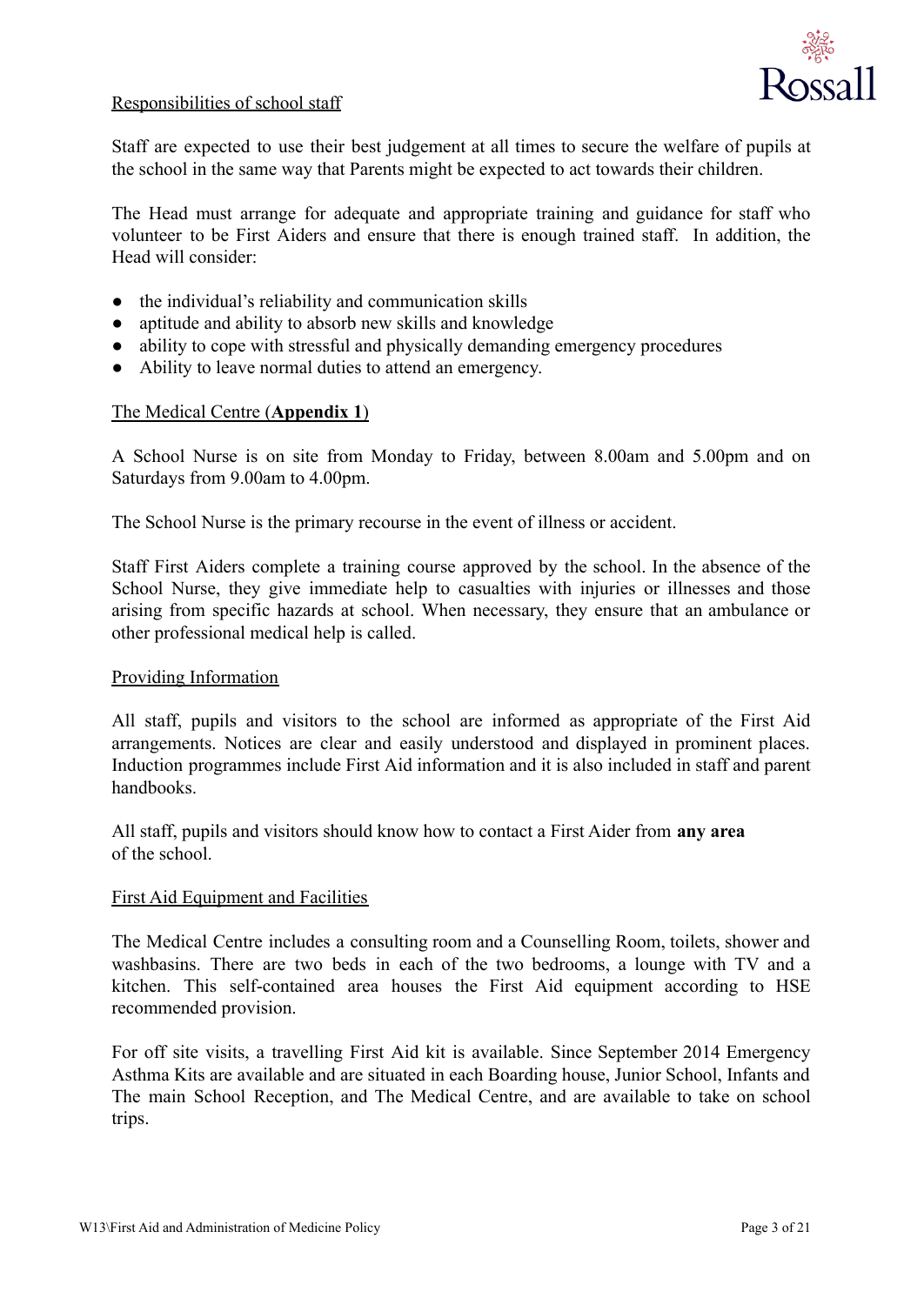## Responsibilities of school staff

Staff are expected to use their best judgement at all times to secure the welfare of pupils at the school in the same way that Parents might be expected to act towards their children.

The Head must arrange for adequate and appropriate training and guidance for staff who volunteer to be First Aiders and ensure that there is enough trained staff. In addition, the Head will consider:

- the individual's reliability and communication skills
- aptitude and ability to absorb new skills and knowledge
- ability to cope with stressful and physically demanding emergency procedures
- Ability to leave normal duties to attend an emergency.

## The Medical Centre (**Appendix 1**)

A School Nurse is on site from Monday to Friday, between 8.00am and 5.00pm and on Saturdays from 9.00am to 4.00pm.

The School Nurse is the primary recourse in the event of illness or accident.

Staff First Aiders complete a training course approved by the school. In the absence of the School Nurse, they give immediate help to casualties with injuries or illnesses and those arising from specific hazards at school. When necessary, they ensure that an ambulance or other professional medical help is called.

## Providing Information

All staff, pupils and visitors to the school are informed as appropriate of the First Aid arrangements. Notices are clear and easily understood and displayed in prominent places. Induction programmes include First Aid information and it is also included in staff and parent handbooks.

All staff, pupils and visitors should know how to contact a First Aider from **any area** of the school.

## First Aid Equipment and Facilities

The Medical Centre includes a consulting room and a Counselling Room, toilets, shower and washbasins. There are two beds in each of the two bedrooms, a lounge with TV and a kitchen. This self-contained area houses the First Aid equipment according to HSE recommended provision.

For off site visits, a travelling First Aid kit is available. Since September 2014 Emergency Asthma Kits are available and are situated in each Boarding house, Junior School, Infants and The main School Reception, and The Medical Centre, and are available to take on school trips.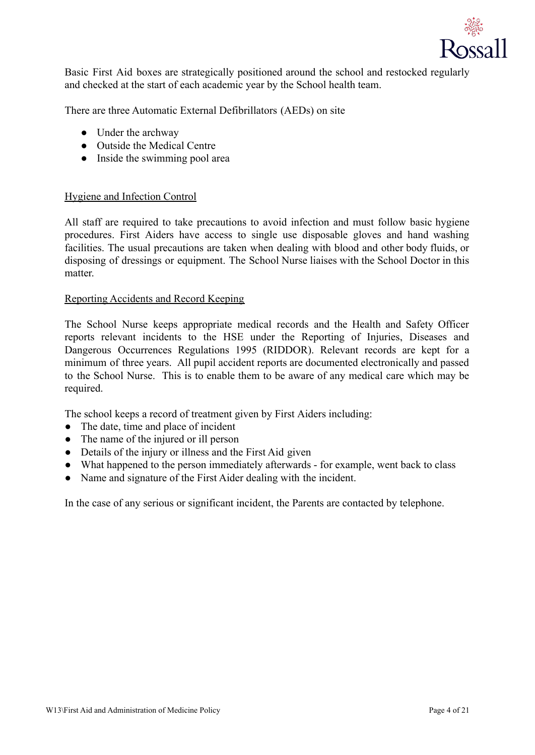Basic First Aid boxes are strategically positioned around the school and restocked regularly and checked at the start of each academic year by the School health team.

There are three Automatic External Defibrillators (AEDs) on site

- Under the archway
- Outside the Medical Centre
- Inside the swimming pool area

## Hygiene and Infection Control

All staff are required to take precautions to avoid infection and must follow basic hygiene procedures. First Aiders have access to single use disposable gloves and hand washing facilities. The usual precautions are taken when dealing with blood and other body fluids, or disposing of dressings or equipment. The School Nurse liaises with the School Doctor in this matter.

## Reporting Accidents and Record Keeping

The School Nurse keeps appropriate medical records and the Health and Safety Officer reports relevant incidents to the HSE under the Reporting of Injuries, Diseases and Dangerous Occurrences Regulations 1995 (RIDDOR). Relevant records are kept for a minimum of three years. All pupil accident reports are documented electronically and passed to the School Nurse. This is to enable them to be aware of any medical care which may be required.

The school keeps a record of treatment given by First Aiders including:

- The date, time and place of incident
- The name of the injured or ill person
- Details of the injury or illness and the First Aid given
- What happened to the person immediately afterwards - for example, went back to class
- Name and signature of the First Aider dealing with the incident.

In the case of any serious or significant incident, the Parents are contacted by telephone.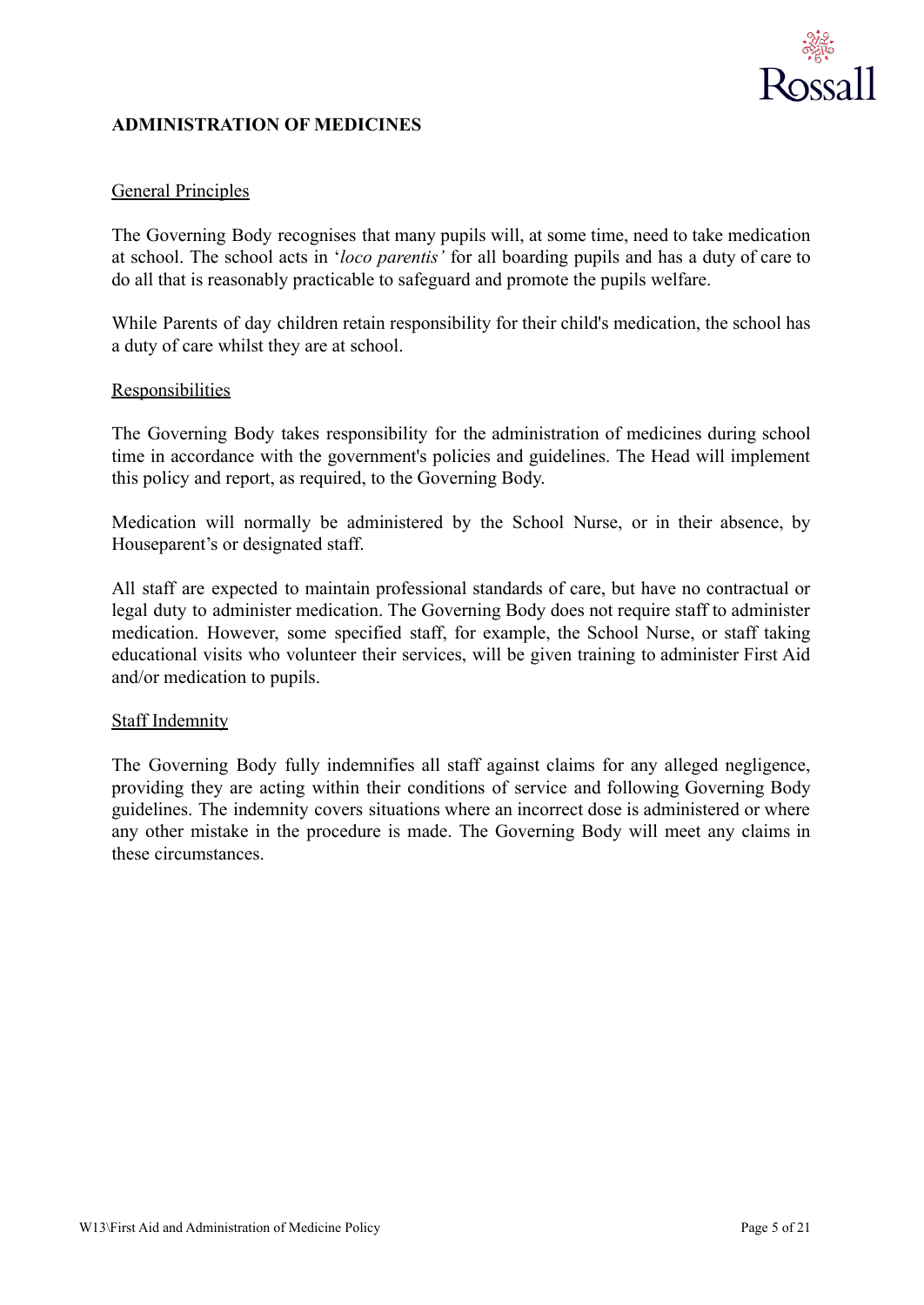## ADMINISTRATION OF MEDICINES

### General Principles

The Governing Body recognises that many pupils will, at some time, need to take medication at school. The school acts in '*loco parentis'* for all boarding pupils and has a duty of care to do all that is reasonably practicable to safeguard and promote the pupils welfare.

While Parents of day children retain responsibility for their child's medication, the school has a duty of care whilst they are at school.

### Responsibilities

The Governing Body takes responsibility for the administration of medicines during school time in accordance with the government's policies and guidelines. The Head will implement this policy and report, as required, to the Governing Body.

Medication will normally be administered by the School Nurse, or in their absence, by Houseparent's or designated staff.

All staff are expected to maintain professional standards of care, but have no contractual or legal duty to administer medication. The Governing Body does not require staff to administer medication. However, some specified staff, for example, the School Nurse, or staff taking educational visits who volunteer their services, will be given training to administer First Aid and/or medication to pupils.

### Staff Indemnity

The Governing Body fully indemnifies all staff against claims for any alleged negligence, providing they are acting within their conditions of service and following Governing Body guidelines. The indemnity covers situations where an incorrect dose is administered or where any other mistake in the procedure is made. The Governing Body will meet any claims in these circumstances.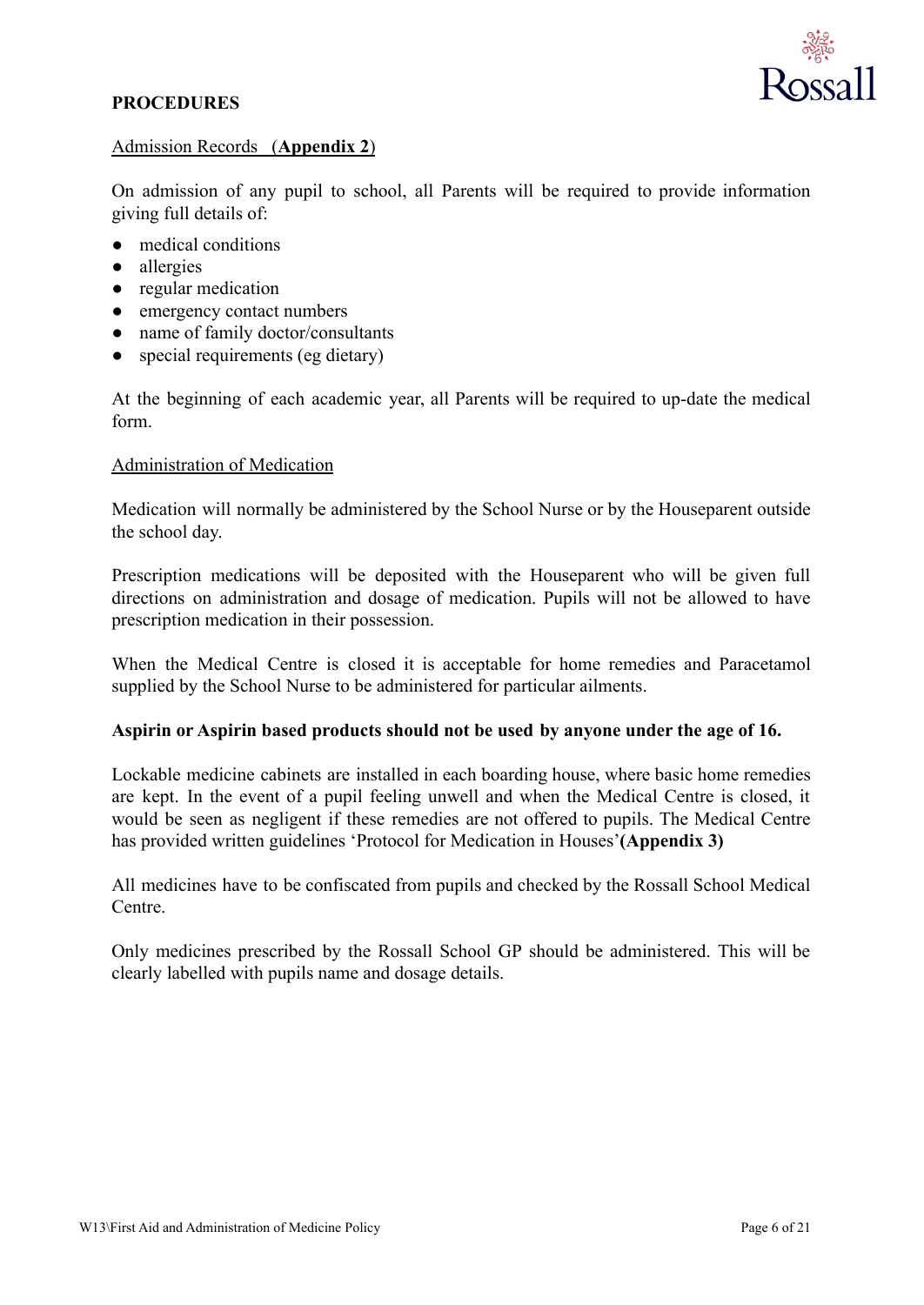## PROCEDURES

Admission Records (**Appendix 2**)

On admission of any pupil to school, all Parents will be required to provide information giving full details of:

- medical conditions
- allergies
- regular medication
- emergency contact numbers
- name of family doctor/consultants
- special requirements (eg dietary)

At the beginning of each academic year, all Parents will be required to up-date the medical form.

Administration of Medication

Medication will normally be administered by the School Nurse or by the Houseparent outside the school day.

Prescription medications will be deposited with the Houseparent who will be given full directions on administration and dosage of medication. Pupils will not be allowed to have prescription medication in their possession.

When the Medical Centre is closed it is acceptable for home remedies and Paracetamol supplied by the School Nurse to be administered for particular ailments.

**Aspirin or Aspirin based products should not be used by anyone under the age of 16.**

Lockable medicine cabinets are installed in each boarding house, where basic home remedies are kept. In the event of a pupil feeling unwell and when the Medical Centre is closed, it would be seen as negligent if these remedies are not offered to pupils. The Medical Centre has provided written guidelines 'Protocol for Medication in Houses'**(Appendix 3)**

All medicines have to be confiscated from pupils and checked by the Rossall School Medical Centre.

Only medicines prescribed by the Rossall School GP should be administered. This will be clearly labelled with pupils name and dosage details.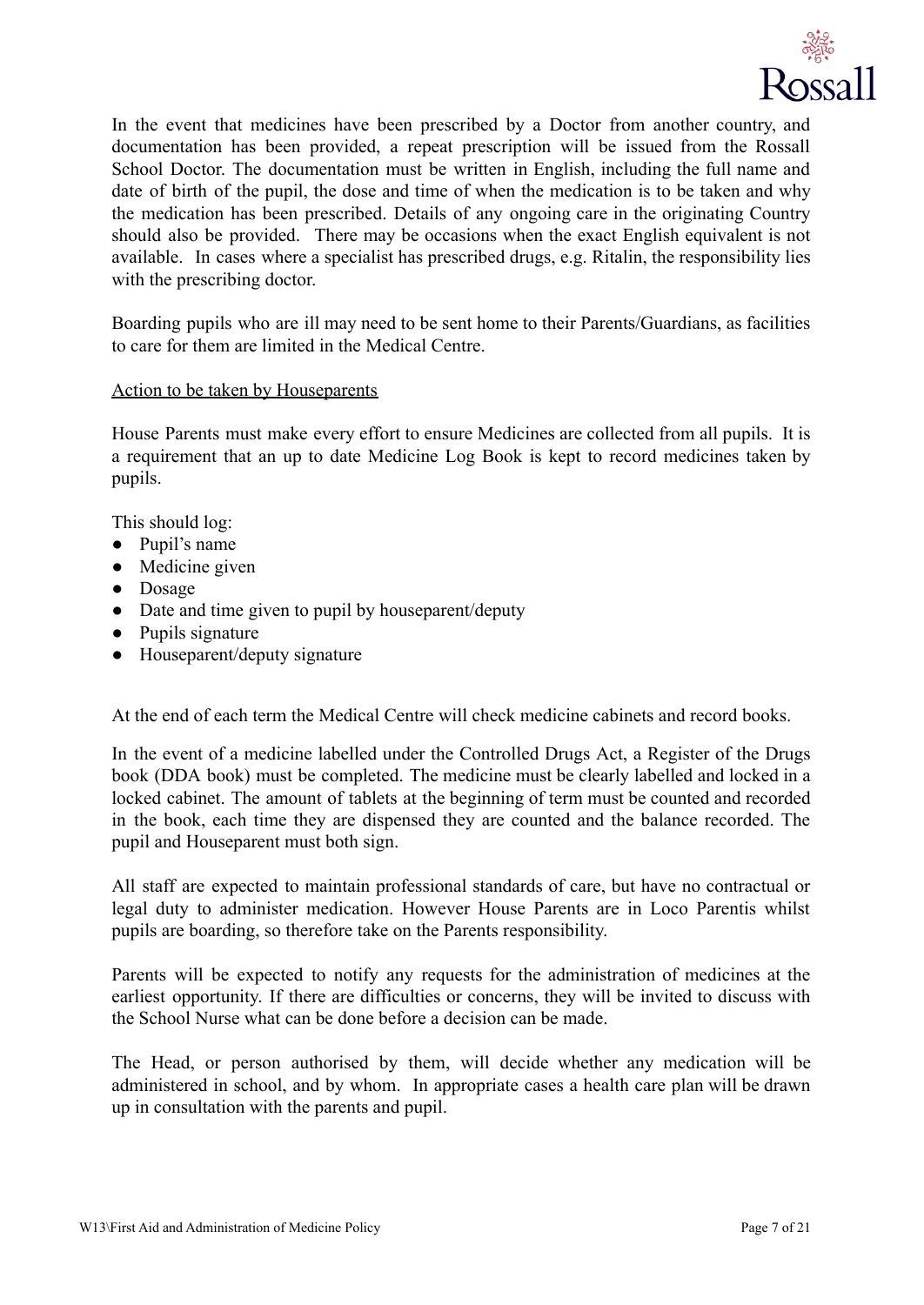In the event that medicines have been prescribed by a Doctor from another country, and documentation has been provided, a repeat prescription will be issued from the Rossall School Doctor. The documentation must be written in English, including the full name and date of birth of the pupil, the dose and time of when the medication is to be taken and why the medication has been prescribed. Details of any ongoing care in the originating Country should also be provided. There may be occasions when the exact English equivalent is not available. In cases where a specialist has prescribed drugs, e.g. Ritalin, the responsibility lies with the prescribing doctor.

Boarding pupils who are ill may need to be sent home to their Parents/Guardians, as facilities to care for them are limited in the Medical Centre.

<u>Action to be taken by Houseparents</u>

House Parents must make every effort to ensure Medicines are collected from all pupils. It is a requirement that an up to date Medicine Log Book is kept to record medicines taken by pupils.

This should log:

- Pupil's name
- Medicine given
- Dosage
- Date and time given to pupil by houseparent/deputy
- Pupils signature
- Houseparent/deputy signature

At the end of each term the Medical Centre will check medicine cabinets and record books.

In the event of a medicine labelled under the Controlled Drugs Act, a Register of the Drugs book (DDA book) must be completed. The medicine must be clearly labelled and locked in a locked cabinet. The amount of tablets at the beginning of term must be counted and recorded in the book, each time they are dispensed they are counted and the balance recorded. The pupil and Houseparent must both sign.

All staff are expected to maintain professional standards of care, but have no contractual or legal duty to administer medication. However House Parents are in Loco Parentis whilst pupils are boarding, so therefore take on the Parents responsibility.

Parents will be expected to notify any requests for the administration of medicines at the earliest opportunity. If there are difficulties or concerns, they will be invited to discuss with the School Nurse what can be done before a decision can be made.

The Head, or person authorised by them, will decide whether any medication will be administered in school, and by whom. In appropriate cases a health care plan will be drawn up in consultation with the parents and pupil.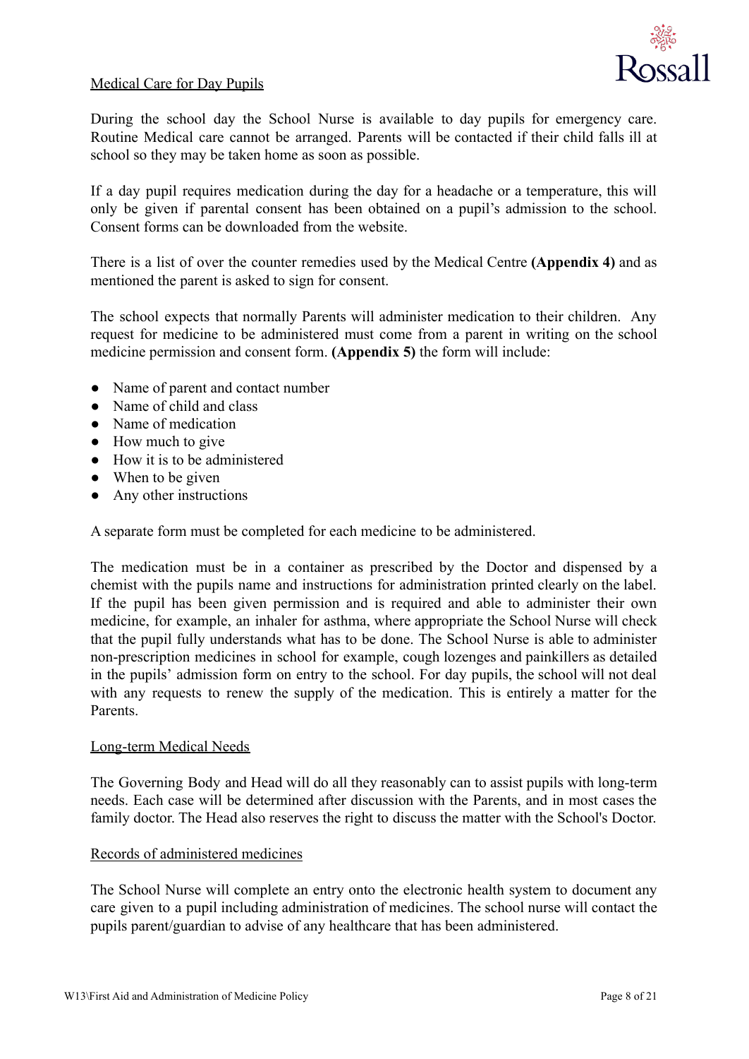## Medical Care for Day Pupils

During the school day the School Nurse is available to day pupils for emergency care. Routine Medical care cannot be arranged. Parents will be contacted if their child falls ill at school so they may be taken home as soon as possible.

If a day pupil requires medication during the day for a headache or a temperature, this will only be given if parental consent has been obtained on a pupil's admission to the school. Consent forms can be downloaded from the website.

There is a list of over the counter remedies used by the Medical Centre **(Appendix 4)** and as mentioned the parent is asked to sign for consent.

The school expects that normally Parents will administer medication to their children. Any request for medicine to be administered must come from a parent in writing on the school medicine permission and consent form. **(Appendix 5)** the form will include:

- Name of parent and contact number
- Name of child and class
- Name of medication
- How much to give
- How it is to be administered
- When to be given
- Any other instructions

A separate form must be completed for each medicine to be administered.

The medication must be in a container as prescribed by the Doctor and dispensed by a chemist with the pupils name and instructions for administration printed clearly on the label. If the pupil has been given permission and is required and able to administer their own medicine, for example, an inhaler for asthma, where appropriate the School Nurse will check that the pupil fully understands what has to be done. The School Nurse is able to administer non-prescription medicines in school for example, cough lozenges and painkillers as detailed in the pupils' admission form on entry to the school. For day pupils, the school will not deal with any requests to renew the supply of the medication. This is entirely a matter for the Parents.

## Long-term Medical Needs

The Governing Body and Head will do all they reasonably can to assist pupils with long-term needs. Each case will be determined after discussion with the Parents, and in most cases the family doctor. The Head also reserves the right to discuss the matter with the School's Doctor.

## Records of administered medicines

The School Nurse will complete an entry onto the electronic health system to document any care given to a pupil including administration of medicines. The school nurse will contact the pupils parent/guardian to advise of any healthcare that has been administered.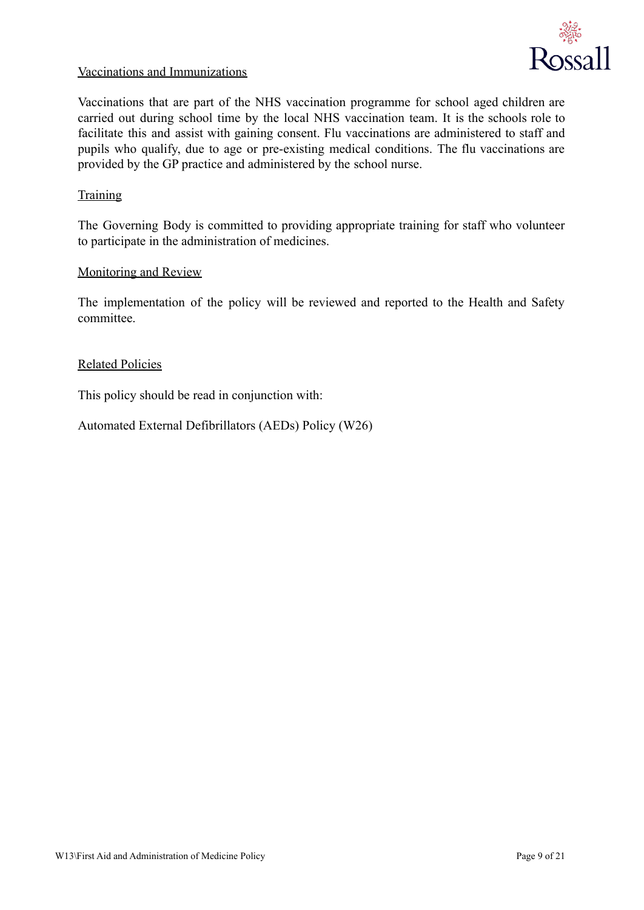## Vaccinations and Immunizations

Vaccinations that are part of the NHS vaccination programme for school aged children are carried out during school time by the local NHS vaccination team. It is the schools role to facilitate this and assist with gaining consent. Flu vaccinations are administered to staff and pupils who qualify, due to age or pre-existing medical conditions. The flu vaccinations are provided by the GP practice and administered by the school nurse.

## Training

The Governing Body is committed to providing appropriate training for staff who volunteer to participate in the administration of medicines.

## Monitoring and Review

The implementation of the policy will be reviewed and reported to the Health and Safety committee.

## Related Policies

This policy should be read in conjunction with:

Automated External Defibrillators (AEDs) Policy (W26)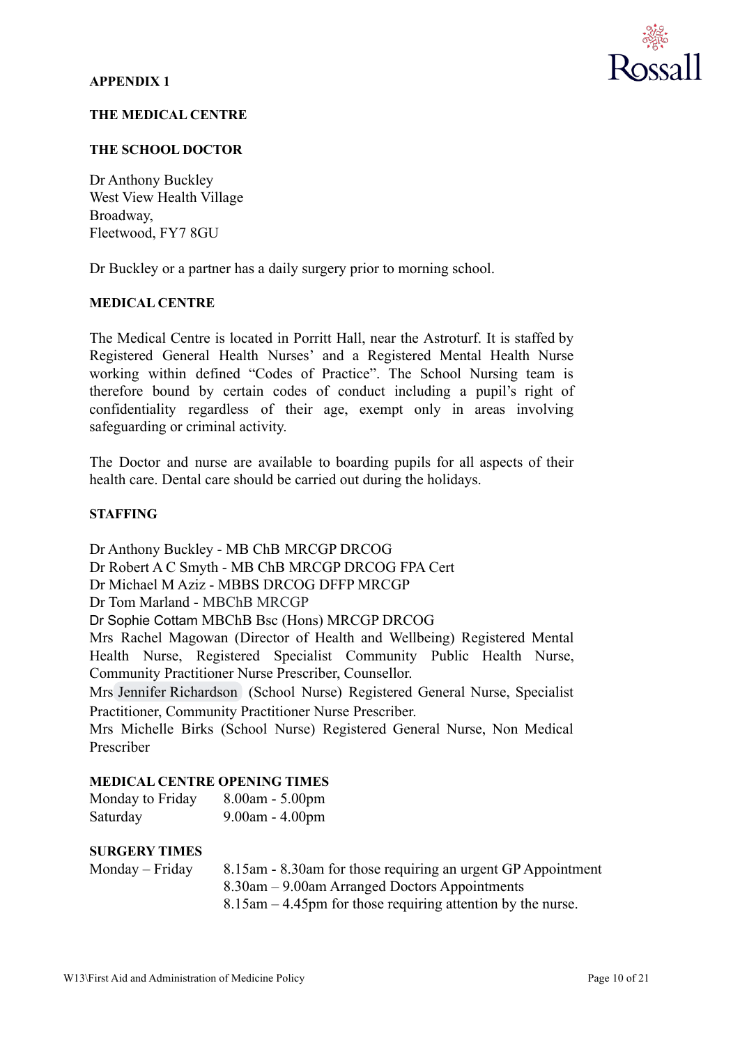**APPENDIX 1**

**THE MEDICAL CENTRE**

**THE SCHOOL DOCTOR**

Dr Anthony Buckley
West View Health Village
Broadway,
Fleetwood, FY7 8GU

Dr Buckley or a partner has a daily surgery prior to morning school.

**MEDICAL CENTRE**

The Medical Centre is located in Porritt Hall, near the Astroturf. It is staffed by Registered General Health Nurses' and a Registered Mental Health Nurse working within defined "Codes of Practice". The School Nursing team is therefore bound by certain codes of conduct including a pupil's right of confidentiality regardless of their age, exempt only in areas involving safeguarding or criminal activity.

The Doctor and nurse are available to boarding pupils for all aspects of their health care. Dental care should be carried out during the holidays.

**STAFFING**

Dr Anthony Buckley - MB ChB MRCGP DRCOG
Dr Robert A C Smyth - MB ChB MRCGP DRCOG FPA Cert
Dr Michael M Aziz - MBBS DRCOG DFFP MRCGP
Dr Tom Marland - MBChB MRCGP
Dr Sophie Cottam MBChB Bsc (Hons) MRCGP DRCOG
Mrs Rachel Magowan (Director of Health and Wellbeing) Registered Mental Health Nurse, Registered Specialist Community Public Health Nurse, Community Practitioner Nurse Prescriber, Counsellor.
Mrs Jennifer Richardson (School Nurse) Registered General Nurse, Specialist Practitioner, Community Practitioner Nurse Prescriber.
Mrs Michelle Birks (School Nurse) Registered General Nurse, Non Medical Prescriber

**MEDICAL CENTRE OPENING TIMES**

| | |
|---|---|
| Monday to Friday | 8.00am - 5.00pm |
| Saturday | 9.00am - 4.00pm |

**SURGERY TIMES**

| | |
|---|---|
| Monday – Friday | 8.15am - 8.30am for those requiring an urgent GP Appointment |
| | 8.30am – 9.00am Arranged Doctors Appointments |
| | 8.15am – 4.45pm for those requiring attention by the nurse. |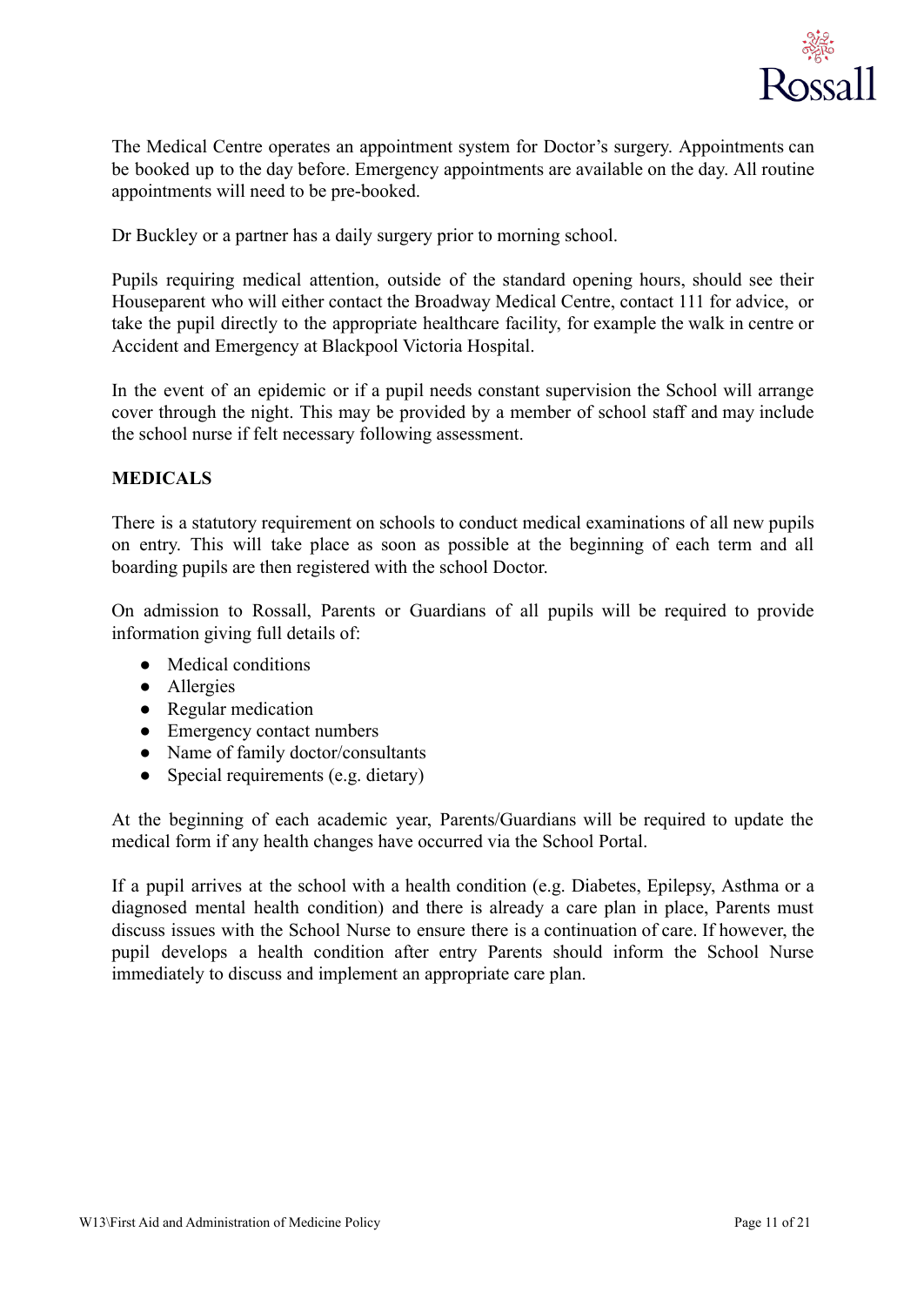The Medical Centre operates an appointment system for Doctor's surgery. Appointments can be booked up to the day before. Emergency appointments are available on the day. All routine appointments will need to be pre-booked.

Dr Buckley or a partner has a daily surgery prior to morning school.

Pupils requiring medical attention, outside of the standard opening hours, should see their Houseparent who will either contact the Broadway Medical Centre, contact 111 for advice, or take the pupil directly to the appropriate healthcare facility, for example the walk in centre or Accident and Emergency at Blackpool Victoria Hospital.

In the event of an epidemic or if a pupil needs constant supervision the School will arrange cover through the night. This may be provided by a member of school staff and may include the school nurse if felt necessary following assessment.

**MEDICALS**

There is a statutory requirement on schools to conduct medical examinations of all new pupils on entry. This will take place as soon as possible at the beginning of each term and all boarding pupils are then registered with the school Doctor.

On admission to Rossall, Parents or Guardians of all pupils will be required to provide information giving full details of:

- Medical conditions
- Allergies
- Regular medication
- Emergency contact numbers
- Name of family doctor/consultants
- Special requirements (e.g. dietary)

At the beginning of each academic year, Parents/Guardians will be required to update the medical form if any health changes have occurred via the School Portal.

If a pupil arrives at the school with a health condition (e.g. Diabetes, Epilepsy, Asthma or a diagnosed mental health condition) and there is already a care plan in place, Parents must discuss issues with the School Nurse to ensure there is a continuation of care. If however, the pupil develops a health condition after entry Parents should inform the School Nurse immediately to discuss and implement an appropriate care plan.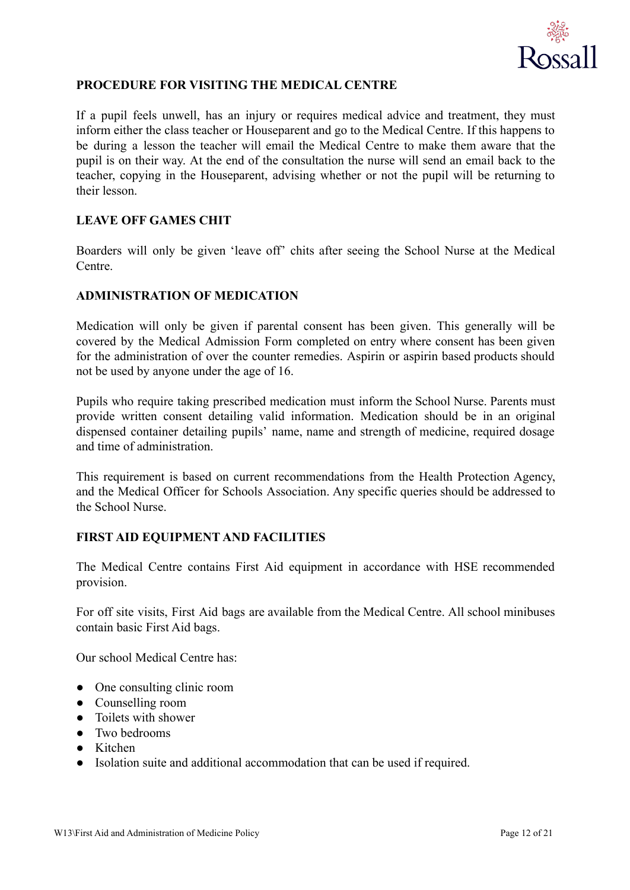## PROCEDURE FOR VISITING THE MEDICAL CENTRE

If a pupil feels unwell, has an injury or requires medical advice and treatment, they must inform either the class teacher or Houseparent and go to the Medical Centre. If this happens to be during a lesson the teacher will email the Medical Centre to make them aware that the pupil is on their way. At the end of the consultation the nurse will send an email back to the teacher, copying in the Houseparent, advising whether or not the pupil will be returning to their lesson.

## LEAVE OFF GAMES CHIT

Boarders will only be given 'leave off' chits after seeing the School Nurse at the Medical Centre.

## ADMINISTRATION OF MEDICATION

Medication will only be given if parental consent has been given. This generally will be covered by the Medical Admission Form completed on entry where consent has been given for the administration of over the counter remedies. Aspirin or aspirin based products should not be used by anyone under the age of 16.

Pupils who require taking prescribed medication must inform the School Nurse. Parents must provide written consent detailing valid information. Medication should be in an original dispensed container detailing pupils' name, name and strength of medicine, required dosage and time of administration.

This requirement is based on current recommendations from the Health Protection Agency, and the Medical Officer for Schools Association. Any specific queries should be addressed to the School Nurse.

## FIRST AID EQUIPMENT AND FACILITIES

The Medical Centre contains First Aid equipment in accordance with HSE recommended provision.

For off site visits, First Aid bags are available from the Medical Centre. All school minibuses contain basic First Aid bags.

Our school Medical Centre has:

- One consulting clinic room
- Counselling room
- Toilets with shower
- Two bedrooms
- Kitchen
- Isolation suite and additional accommodation that can be used if required.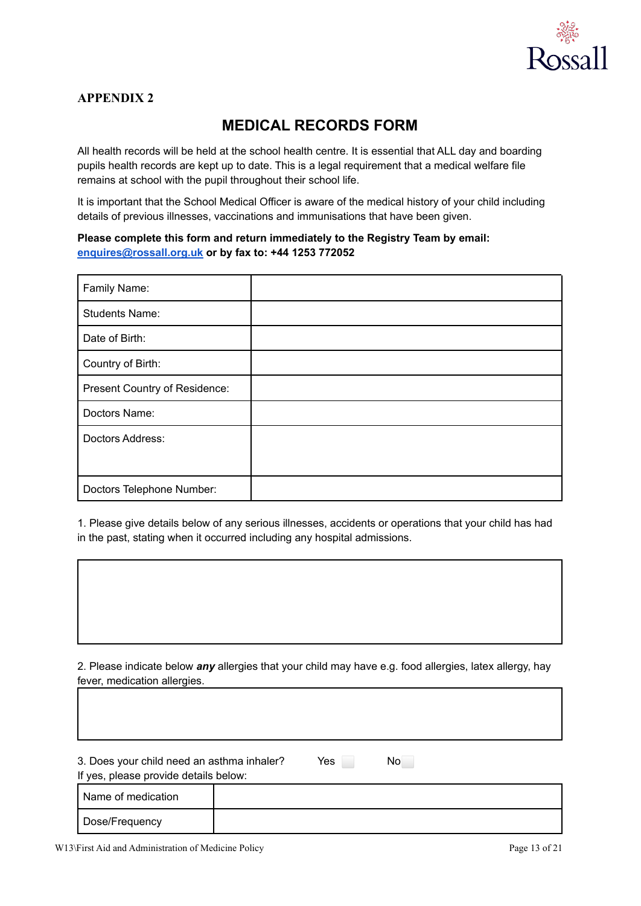**APPENDIX 2**

# MEDICAL RECORDS FORM

All health records will be held at the school health centre. It is essential that ALL day and boarding pupils health records are kept up to date. This is a legal requirement that a medical welfare file remains at school with the pupil throughout their school life.

It is important that the School Medical Officer is aware of the medical history of your child including details of previous illnesses, vaccinations and immunisations that have been given.

**Please complete this form and return immediately to the Registry Team by email: [enquires@rossall.org.uk](mailto:enquires@rossall.org.uk) or by fax to: +44 1253 772052**

| | |
|---|---|
| Family Name: | |
| Students Name: | |
| Date of Birth: | |
| Country of Birth: | |
| Present Country of Residence: | |
| Doctors Name: | |
| Doctors Address: | |
| Doctors Telephone Number: | |

1. Please give details below of any serious illnesses, accidents or operations that your child has had in the past, stating when it occurred including any hospital admissions.

| |
|---|
| |

2. Please indicate below ***any*** allergies that your child may have e.g. food allergies, latex allergy, hay fever, medication allergies.

| |
|---|
| |

3. Does your child need an asthma inhaler? Yes ☐ No ☐

If yes, please provide details below:

| | |
|---|---|
| Name of medication | |
| Dose/Frequency | |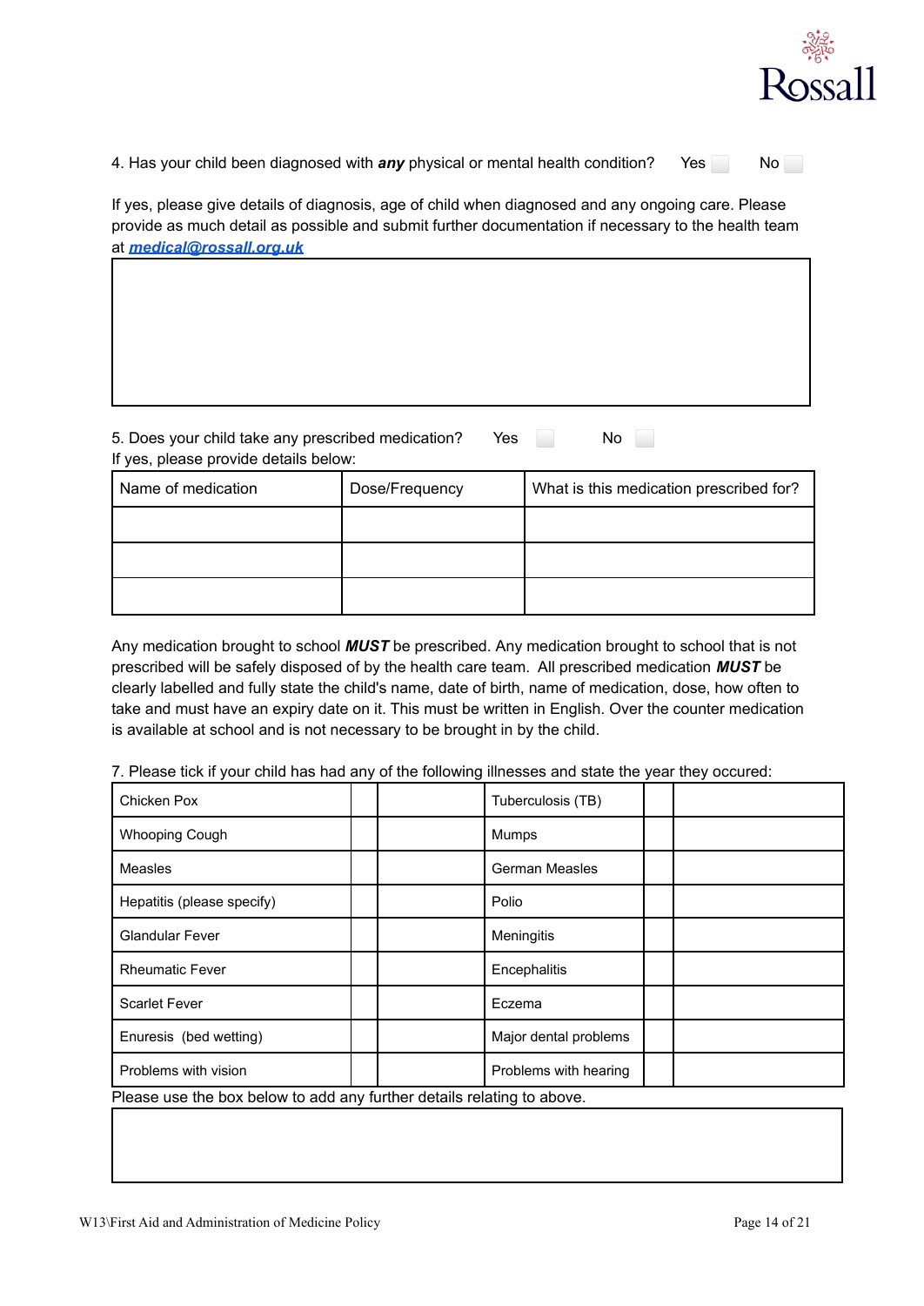4. Has your child been diagnosed with ***any*** physical or mental health condition? Yes ☐ No ☐

If yes, please give details of diagnosis, age of child when diagnosed and any ongoing care. Please provide as much detail as possible and submit further documentation if necessary to the health team at ***medical@rossall.org.uk***

| |
|---|
| |

5. Does your child take any prescribed medication? Yes ☐ No ☐
If yes, please provide details below:

| Name of medication | Dose/Frequency | What is this medication prescribed for? |
|---|---|---|
| | | |
| | | |
| | | |

Any medication brought to school ***MUST*** be prescribed. Any medication brought to school that is not prescribed will be safely disposed of by the health care team. All prescribed medication ***MUST*** be clearly labelled and fully state the child's name, date of birth, name of medication, dose, how often to take and must have an expiry date on it. This must be written in English. Over the counter medication is available at school and is not necessary to be brought in by the child.

7. Please tick if your child has had any of the following illnesses and state the year they occured:

| | | | | | |
|---|---|---|---|---|---|
| Chicken Pox | | | Tuberculosis (TB) | | |
| Whooping Cough | | | Mumps | | |
| Measles | | | German Measles | | |
| Hepatitis (please specify) | | | Polio | | |
| Glandular Fever | | | Meningitis | | |
| Rheumatic Fever | | | Encephalitis | | |
| Scarlet Fever | | | Eczema | | |
| Enuresis (bed wetting) | | | Major dental problems | | |
| Problems with vision | | | Problems with hearing | | |

Please use the box below to add any further details relating to above.

| |
|---|
| |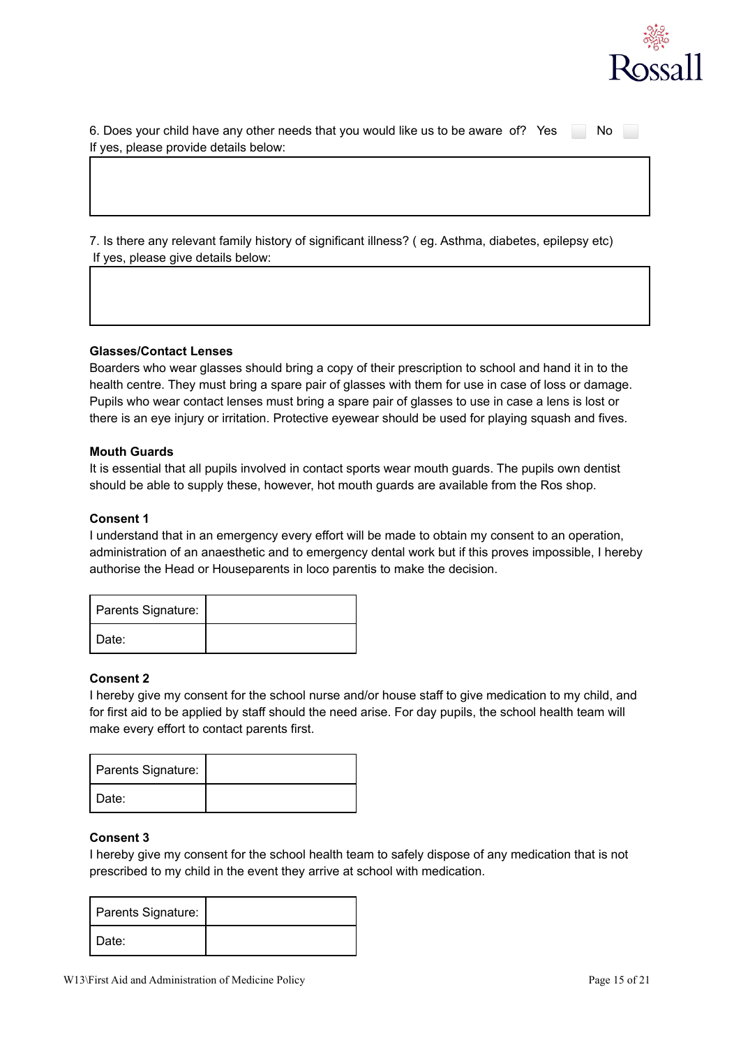6. Does your child have any other needs that you would like us to be aware of? Yes ☐ No ☐
If yes, please provide details below:

| |
|---|
| |

7. Is there any relevant family history of significant illness? ( eg. Asthma, diabetes, epilepsy etc)
If yes, please give details below:

| |
|---|
| |

**Glasses/Contact Lenses**
Boarders who wear glasses should bring a copy of their prescription to school and hand it in to the health centre. They must bring a spare pair of glasses with them for use in case of loss or damage. Pupils who wear contact lenses must bring a spare pair of glasses to use in case a lens is lost or there is an eye injury or irritation. Protective eyewear should be used for playing squash and fives.

**Mouth Guards**
It is essential that all pupils involved in contact sports wear mouth guards. The pupils own dentist should be able to supply these, however, hot mouth guards are available from the Ros shop.

**Consent 1**
I understand that in an emergency every effort will be made to obtain my consent to an operation, administration of an anaesthetic and to emergency dental work but if this proves impossible, I hereby authorise the Head or Houseparents in loco parentis to make the decision.

| Parents Signature: | |
|---|---|
| Date: | |

**Consent 2**
I hereby give my consent for the school nurse and/or house staff to give medication to my child, and for first aid to be applied by staff should the need arise. For day pupils, the school health team will make every effort to contact parents first.

| Parents Signature: | |
|---|---|
| Date: | |

**Consent 3**
I hereby give my consent for the school health team to safely dispose of any medication that is not prescribed to my child in the event they arrive at school with medication.

| Parents Signature: | |
|---|---|
| Date: | |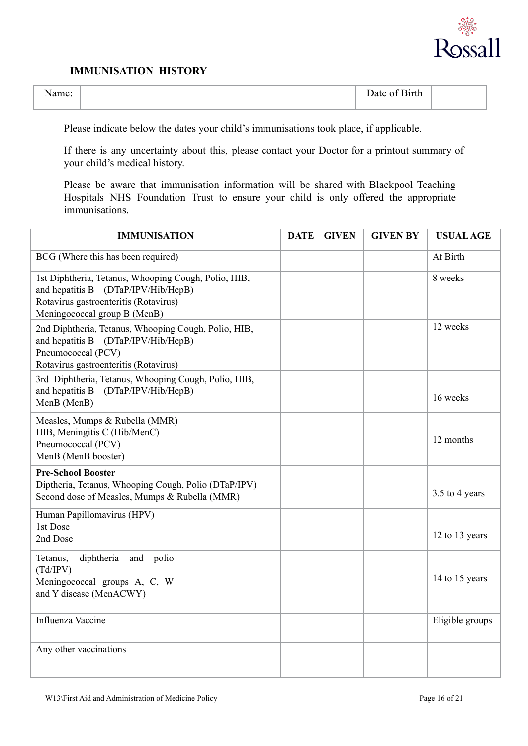## IMMUNISATION HISTORY

| Name: | | Date of Birth | |
|---|---|---|---|

Please indicate below the dates your child's immunisations took place, if applicable.

If there is any uncertainty about this, please contact your Doctor for a printout summary of your child's medical history.

Please be aware that immunisation information will be shared with Blackpool Teaching Hospitals NHS Foundation Trust to ensure your child is only offered the appropriate immunisations.

| IMMUNISATION | DATE GIVEN | GIVEN BY | USUAL AGE |
|---|---|---|---|
| BCG (Where this has been required) | | | At Birth |
| 1st Diphtheria, Tetanus, Whooping Cough, Polio, HIB, and hepatitis B (DTaP/IPV/Hib/HepB)<br>Rotavirus gastroenteritis (Rotavirus)<br>Meningococcal group B (MenB) | | | 8 weeks |
| 2nd Diphtheria, Tetanus, Whooping Cough, Polio, HIB, and hepatitis B (DTaP/IPV/Hib/HepB)<br>Pneumococcal (PCV)<br>Rotavirus gastroenteritis (Rotavirus) | | | 12 weeks |
| 3rd Diphtheria, Tetanus, Whooping Cough, Polio, HIB, and hepatitis B (DTaP/IPV/Hib/HepB)<br>MenB (MenB) | | | 16 weeks |
| Measles, Mumps & Rubella (MMR)<br>HIB, Meningitis C (Hib/MenC)<br>Pneumococcal (PCV)<br>MenB (MenB booster) | | | 12 months |
| **Pre-School Booster**<br>Diptheria, Tetanus, Whooping Cough, Polio (DTaP/IPV)<br>Second dose of Measles, Mumps & Rubella (MMR) | | | 3.5 to 4 years |
| Human Papillomavirus (HPV)<br>1st Dose<br>2nd Dose | | | 12 to 13 years |
| Tetanus, diphtheria and polio (Td/IPV)<br>Meningococcal groups A, C, W and Y disease (MenACWY) | | | 14 to 15 years |
| Influenza Vaccine | | | Eligible groups |
| Any other vaccinations | | | |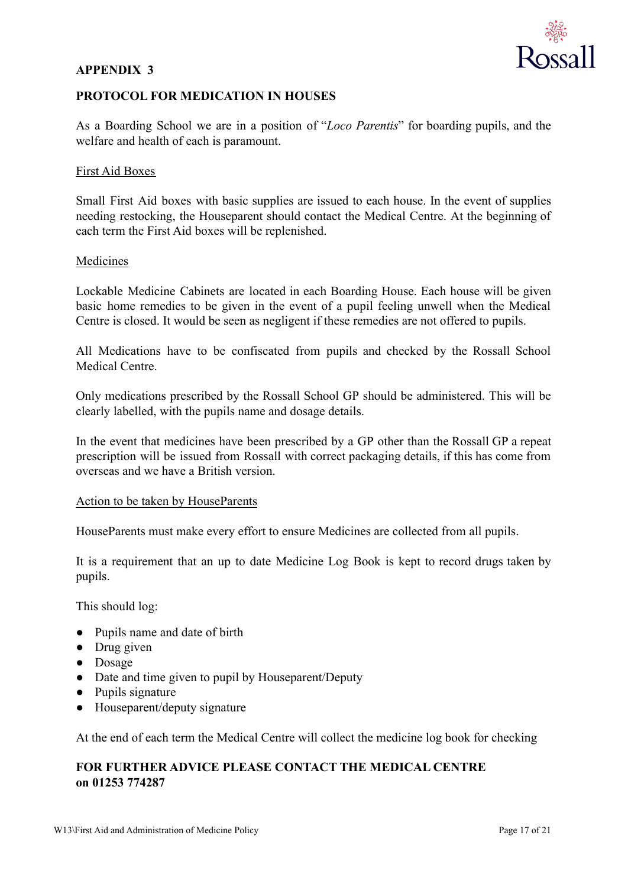## APPENDIX 3

### PROTOCOL FOR MEDICATION IN HOUSES

As a Boarding School we are in a position of "*Loco Parentis*" for boarding pupils, and the welfare and health of each is paramount.

First Aid Boxes

Small First Aid boxes with basic supplies are issued to each house. In the event of supplies needing restocking, the Houseparent should contact the Medical Centre. At the beginning of each term the First Aid boxes will be replenished.

Medicines

Lockable Medicine Cabinets are located in each Boarding House. Each house will be given basic home remedies to be given in the event of a pupil feeling unwell when the Medical Centre is closed. It would be seen as negligent if these remedies are not offered to pupils.

All Medications have to be confiscated from pupils and checked by the Rossall School Medical Centre.

Only medications prescribed by the Rossall School GP should be administered. This will be clearly labelled, with the pupils name and dosage details.

In the event that medicines have been prescribed by a GP other than the Rossall GP a repeat prescription will be issued from Rossall with correct packaging details, if this has come from overseas and we have a British version.

Action to be taken by HouseParents

HouseParents must make every effort to ensure Medicines are collected from all pupils.

It is a requirement that an up to date Medicine Log Book is kept to record drugs taken by pupils.

This should log:

- Pupils name and date of birth
- Drug given
- Dosage
- Date and time given to pupil by Houseparent/Deputy
- Pupils signature
- Houseparent/deputy signature

At the end of each term the Medical Centre will collect the medicine log book for checking

**FOR FURTHER ADVICE PLEASE CONTACT THE MEDICAL CENTRE on 01253 774287**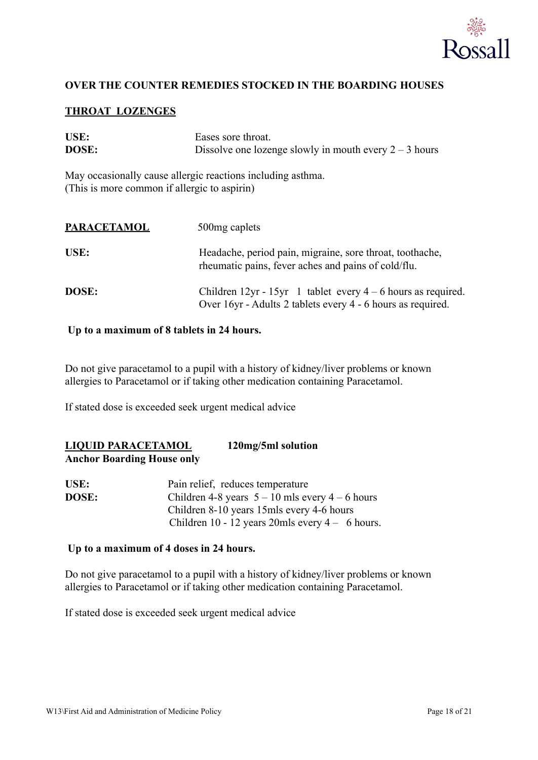**OVER THE COUNTER REMEDIES STOCKED IN THE BOARDING HOUSES**

**THROAT LOZENGES**

| | |
|---|---|
| **USE:** | Eases sore throat. |
| **DOSE:** | Dissolve one lozenge slowly in mouth every 2 – 3 hours |

May occasionally cause allergic reactions including asthma.
(This is more common if allergic to aspirin)

**PARACETAMOL** 500mg caplets

| | |
|---|---|
| **USE:** | Headache, period pain, migraine, sore throat, toothache, rheumatic pains, fever aches and pains of cold/flu. |
| **DOSE:** | Children 12yr - 15yr 1 tablet every 4 – 6 hours as required.<br>Over 16yr - Adults 2 tablets every 4 - 6 hours as required. |

**Up to a maximum of 8 tablets in 24 hours.**

Do not give paracetamol to a pupil with a history of kidney/liver problems or known allergies to Paracetamol or if taking other medication containing Paracetamol.

If stated dose is exceeded seek urgent medical advice

**LIQUID PARACETAMOL** **120mg/5ml solution**
**Anchor Boarding House only**

| | |
|---|---|
| **USE:** | Pain relief, reduces temperature |
| **DOSE:** | Children 4-8 years 5 – 10 mls every 4 – 6 hours<br>Children 8-10 years 15mls every 4-6 hours<br>Children 10 - 12 years 20mls every 4 – 6 hours. |

**Up to a maximum of 4 doses in 24 hours.**

Do not give paracetamol to a pupil with a history of kidney/liver problems or known allergies to Paracetamol or if taking other medication containing Paracetamol.

If stated dose is exceeded seek urgent medical advice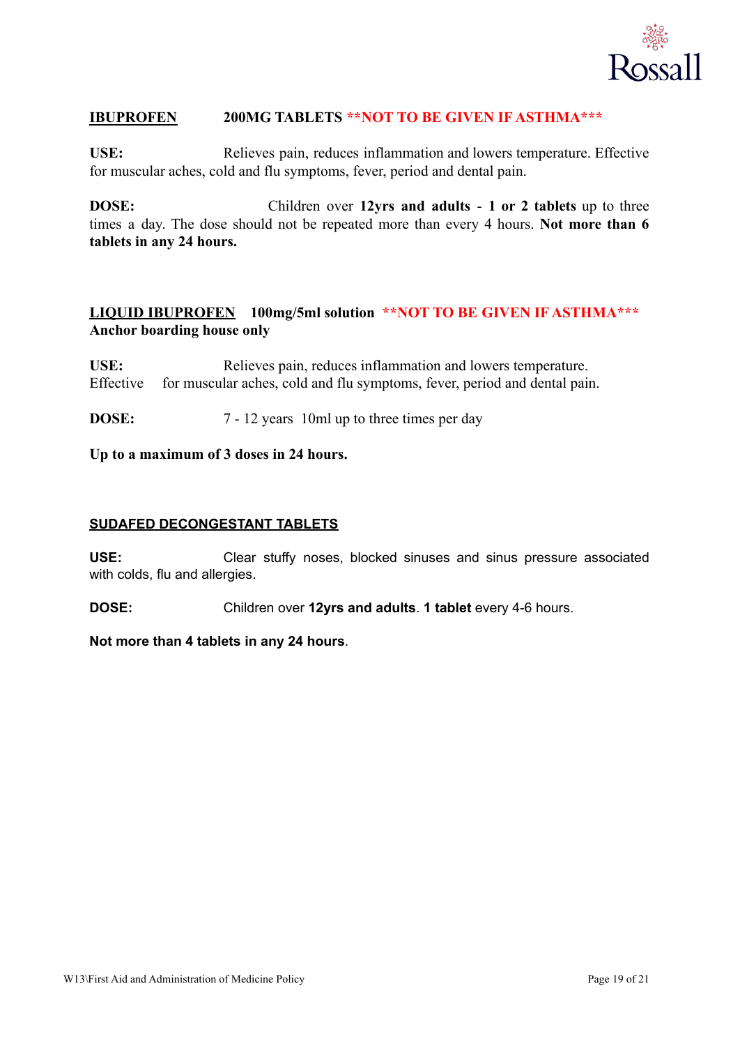**IBUPROFEN** 200MG TABLETS **NOT TO BE GIVEN IF ASTHMA***

**USE:** Relieves pain, reduces inflammation and lowers temperature. Effective for muscular aches, cold and flu symptoms, fever, period and dental pain.

**DOSE:** Children over **12yrs and adults** - **1 or 2 tablets** up to three times a day. The dose should not be repeated more than every 4 hours. **Not more than 6 tablets in any 24 hours.**

**LIQUID IBUPROFEN** 100mg/5ml solution **NOT TO BE GIVEN IF ASTHMA***
**Anchor boarding house only**

**USE:** Relieves pain, reduces inflammation and lowers temperature. Effective for muscular aches, cold and flu symptoms, fever, period and dental pain.

**DOSE:** 7 - 12 years 10ml up to three times per day

**Up to a maximum of 3 doses in 24 hours.**

**SUDAFED DECONGESTANT TABLETS**

**USE:** Clear stuffy noses, blocked sinuses and sinus pressure associated with colds, flu and allergies.

**DOSE:** Children over **12yrs and adults**. **1 tablet** every 4-6 hours.

**Not more than 4 tablets in any 24 hours**.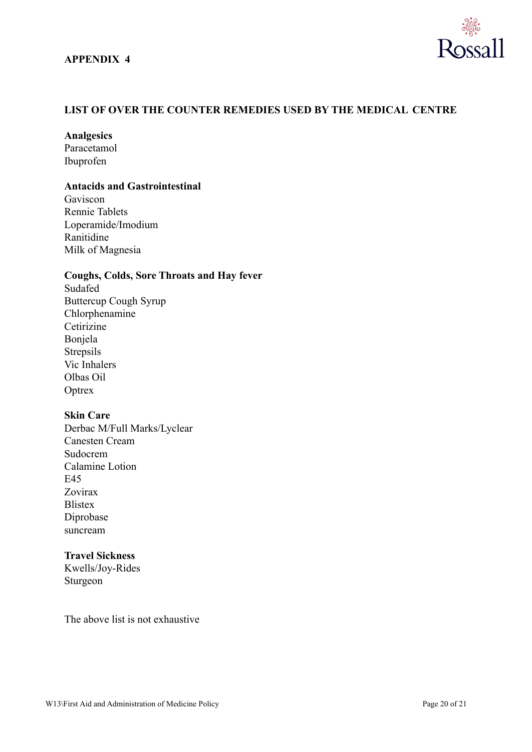**APPENDIX 4**

## LIST OF OVER THE COUNTER REMEDIES USED BY THE MEDICAL CENTRE

**Analgesics**
Paracetamol
Ibuprofen

**Antacids and Gastrointestinal**
Gaviscon
Rennie Tablets
Loperamide/Imodium
Ranitidine
Milk of Magnesia

**Coughs, Colds, Sore Throats and Hay fever**
Sudafed
Buttercup Cough Syrup
Chlorphenamine
Cetirizine
Bonjela
Strepsils
Vic Inhalers
Olbas Oil
Optrex

**Skin Care**
Derbac M/Full Marks/Lyclear
Canesten Cream
Sudocrem
Calamine Lotion
E45
Zovirax
Blistex
Diprobase
suncream

**Travel Sickness**
Kwells/Joy-Rides
Sturgeon

The above list is not exhaustive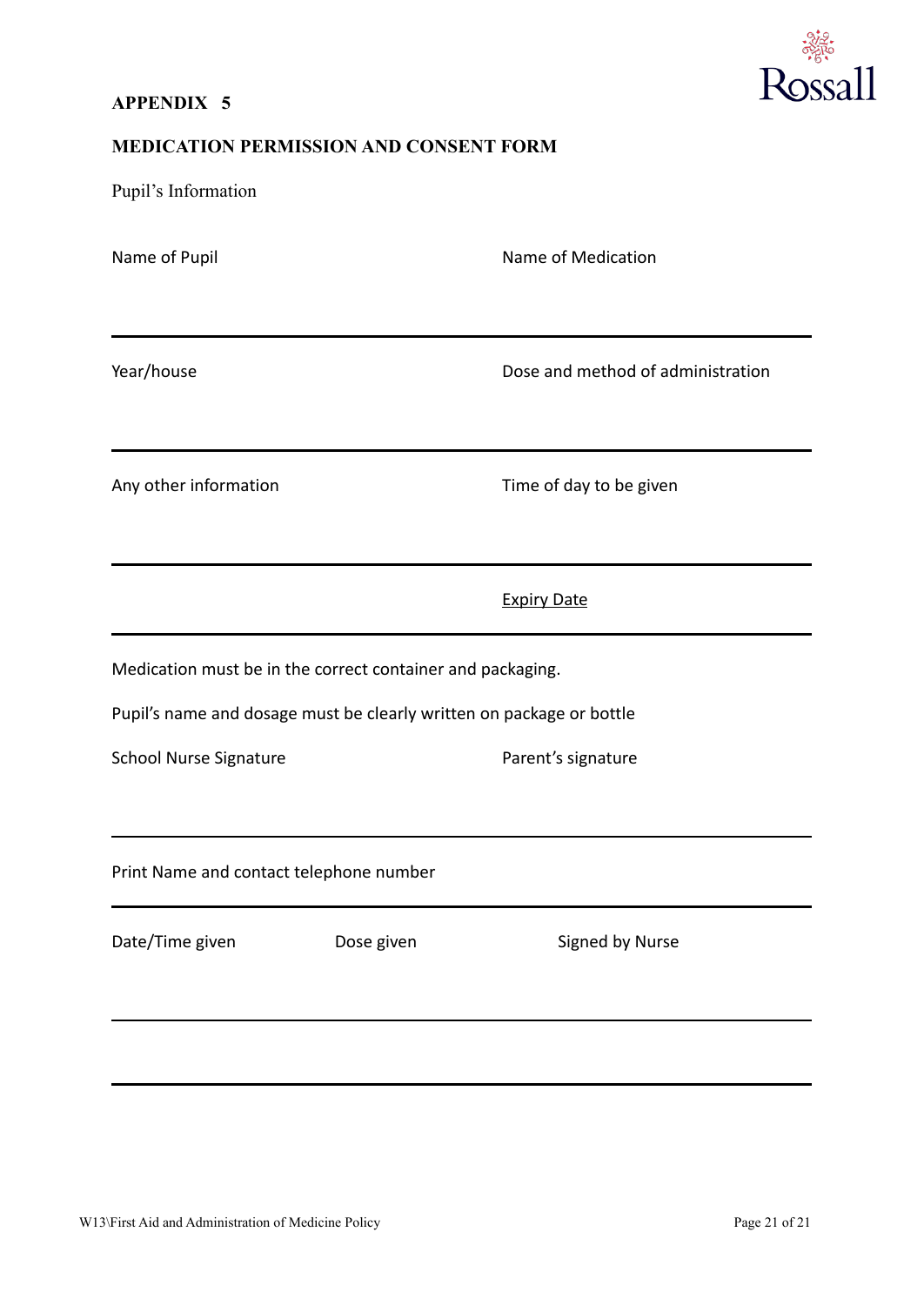**APPENDIX 5**

**MEDICATION PERMISSION AND CONSENT FORM**

Pupil's Information

| | |
|---|---|
| Name of Pupil | Name of Medication |
| Year/house | Dose and method of administration |
| Any other information | Time of day to be given |
| | Expiry Date |

Medication must be in the correct container and packaging.

Pupil's name and dosage must be clearly written on package or bottle

| | |
|---|---|
| School Nurse Signature | Parent's signature |

Print Name and contact telephone number

| Date/Time given | Dose given | Signed by Nurse |
|---|---|---|
| | | |